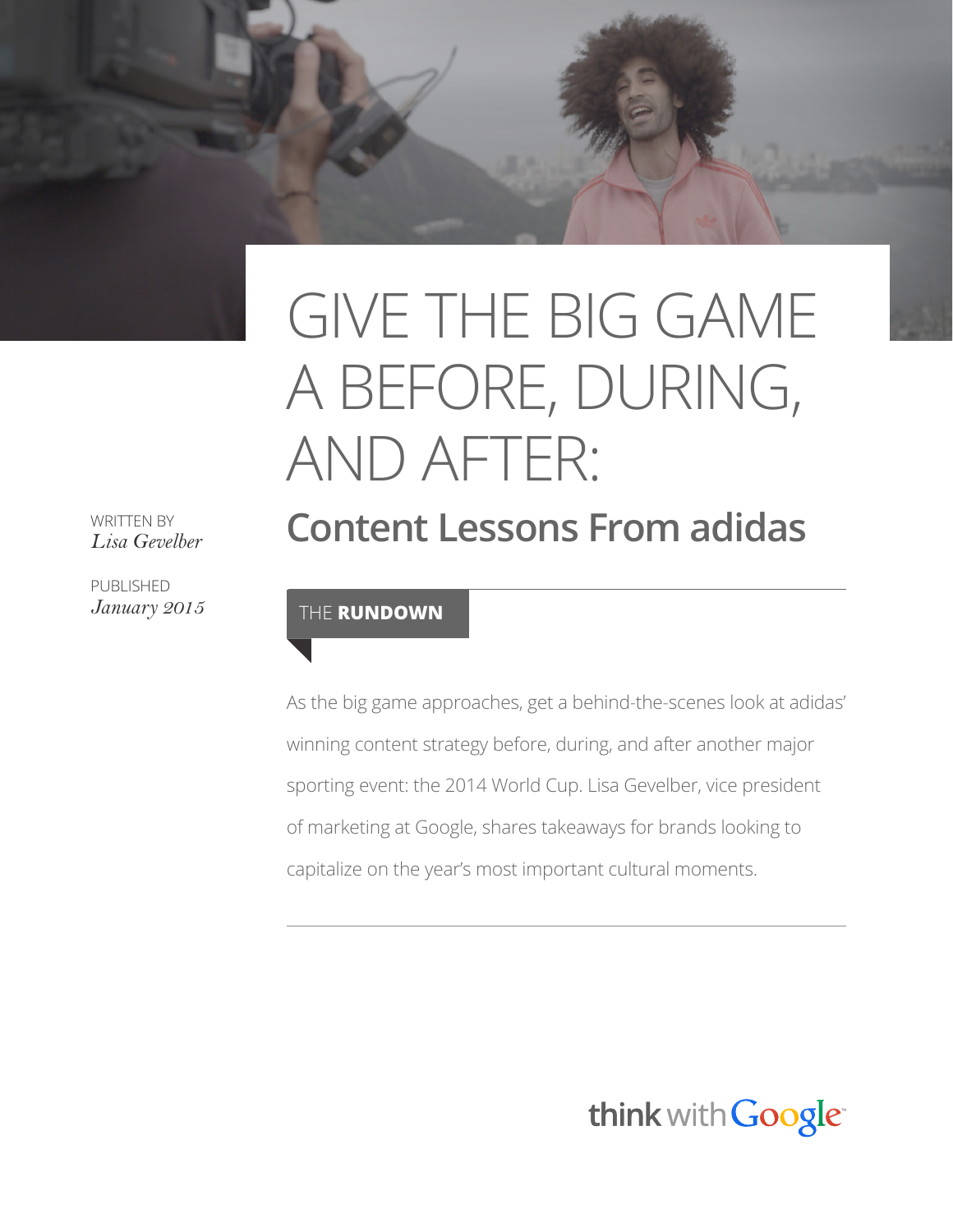# GIVE THE BIG GAME A BEFORE, DURING, AND AFTER:

## Content Lessons From adidas

WRITTEN BY
*Lisa Gevelber*

PUBLISHED
*January 2015*

THE **RUNDOWN**

As the big game approaches, get a behind-the-scenes look at adidas' winning content strategy before, during, and after another major sporting event: the 2014 World Cup. Lisa Gevelber, vice president of marketing at Google, shares takeaways for brands looking to capitalize on the year's most important cultural moments.

think with Google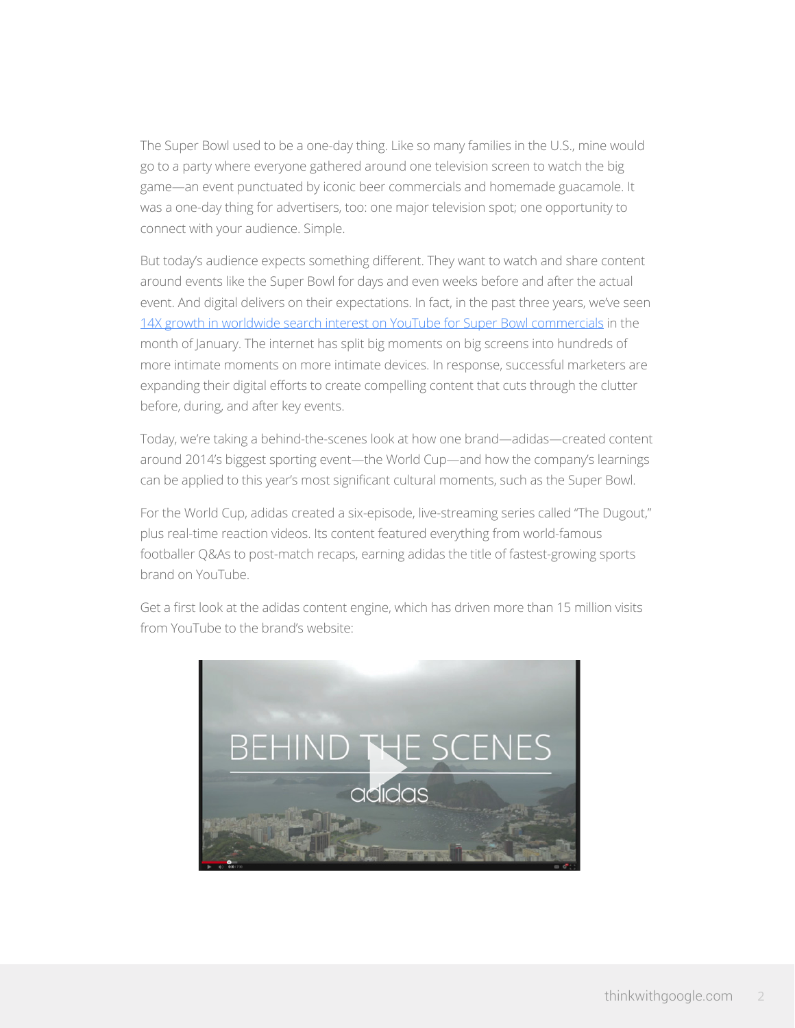The Super Bowl used to be a one-day thing. Like so many families in the U.S., mine would go to a party where everyone gathered around one television screen to watch the big game—an event punctuated by iconic beer commercials and homemade guacamole. It was a one-day thing for advertisers, too: one major television spot; one opportunity to connect with your audience. Simple.

But today's audience expects something different. They want to watch and share content around events like the Super Bowl for days and even weeks before and after the actual event. And digital delivers on their expectations. In fact, in the past three years, we've seen 14X growth in worldwide search interest on YouTube for Super Bowl commercials in the month of January. The internet has split big moments on big screens into hundreds of more intimate moments on more intimate devices. In response, successful marketers are expanding their digital efforts to create compelling content that cuts through the clutter before, during, and after key events.

Today, we're taking a behind-the-scenes look at how one brand—adidas—created content around 2014's biggest sporting event—the World Cup—and how the company's learnings can be applied to this year's most significant cultural moments, such as the Super Bowl.

For the World Cup, adidas created a six-episode, live-streaming series called "The Dugout," plus real-time reaction videos. Its content featured everything from world-famous footballer Q&As to post-match recaps, earning adidas the title of fastest-growing sports brand on YouTube.

Get a first look at the adidas content engine, which has driven more than 15 million visits from YouTube to the brand's website:

BEHIND THE SCENES

adidas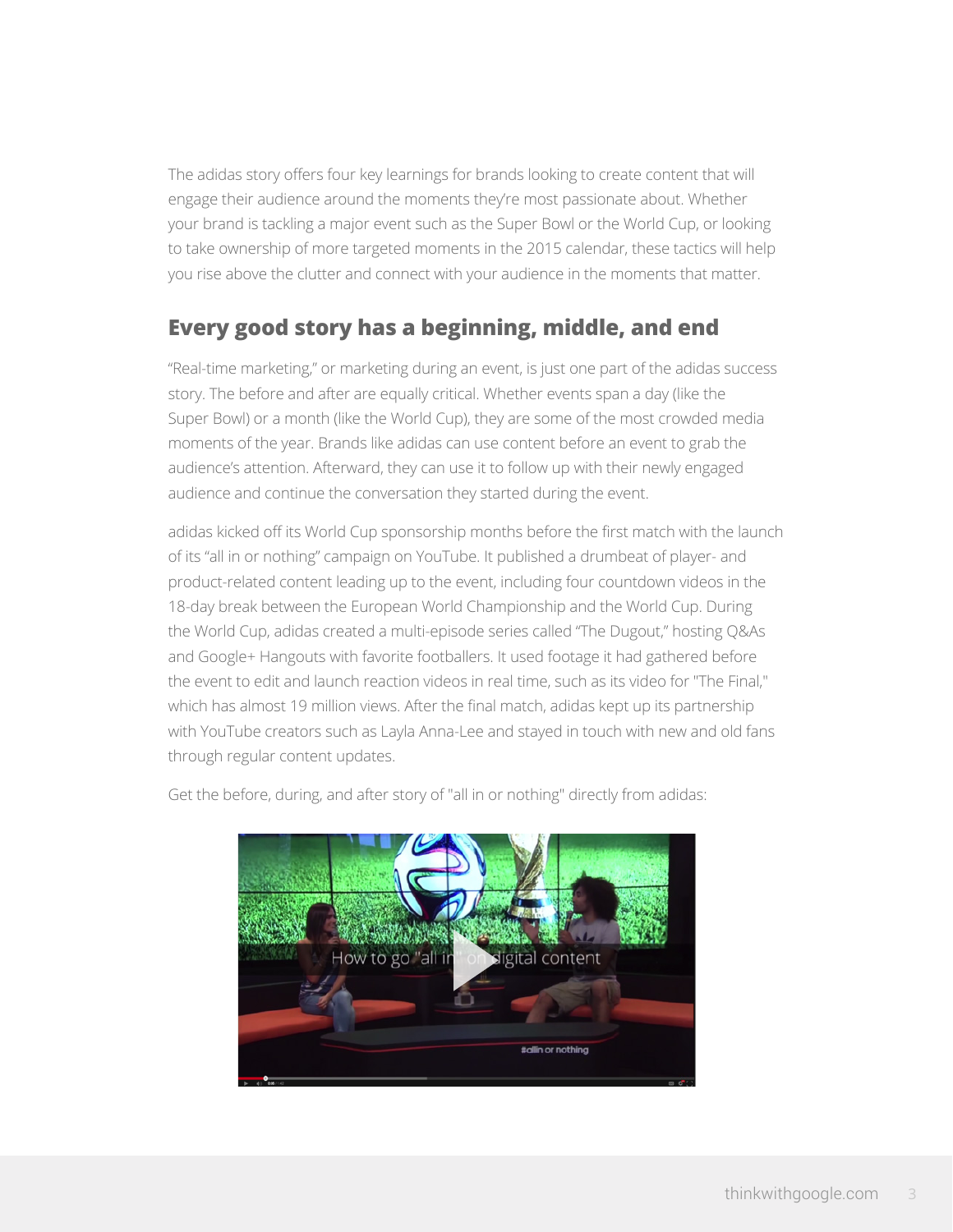The adidas story offers four key learnings for brands looking to create content that will engage their audience around the moments they're most passionate about. Whether your brand is tackling a major event such as the Super Bowl or the World Cup, or looking to take ownership of more targeted moments in the 2015 calendar, these tactics will help you rise above the clutter and connect with your audience in the moments that matter.

## Every good story has a beginning, middle, and end

"Real-time marketing," or marketing during an event, is just one part of the adidas success story. The before and after are equally critical. Whether events span a day (like the Super Bowl) or a month (like the World Cup), they are some of the most crowded media moments of the year. Brands like adidas can use content before an event to grab the audience's attention. Afterward, they can use it to follow up with their newly engaged audience and continue the conversation they started during the event.

adidas kicked off its World Cup sponsorship months before the first match with the launch of its "all in or nothing" campaign on YouTube. It published a drumbeat of player- and product-related content leading up to the event, including four countdown videos in the 18-day break between the European World Championship and the World Cup. During the World Cup, adidas created a multi-episode series called "The Dugout," hosting Q&As and Google+ Hangouts with favorite footballers. It used footage it had gathered before the event to edit and launch reaction videos in real time, such as its video for "The Final," which has almost 19 million views. After the final match, adidas kept up its partnership with YouTube creators such as Layla Anna-Lee and stayed in touch with new and old fans through regular content updates.

Get the before, during, and after story of "all in or nothing" directly from adidas: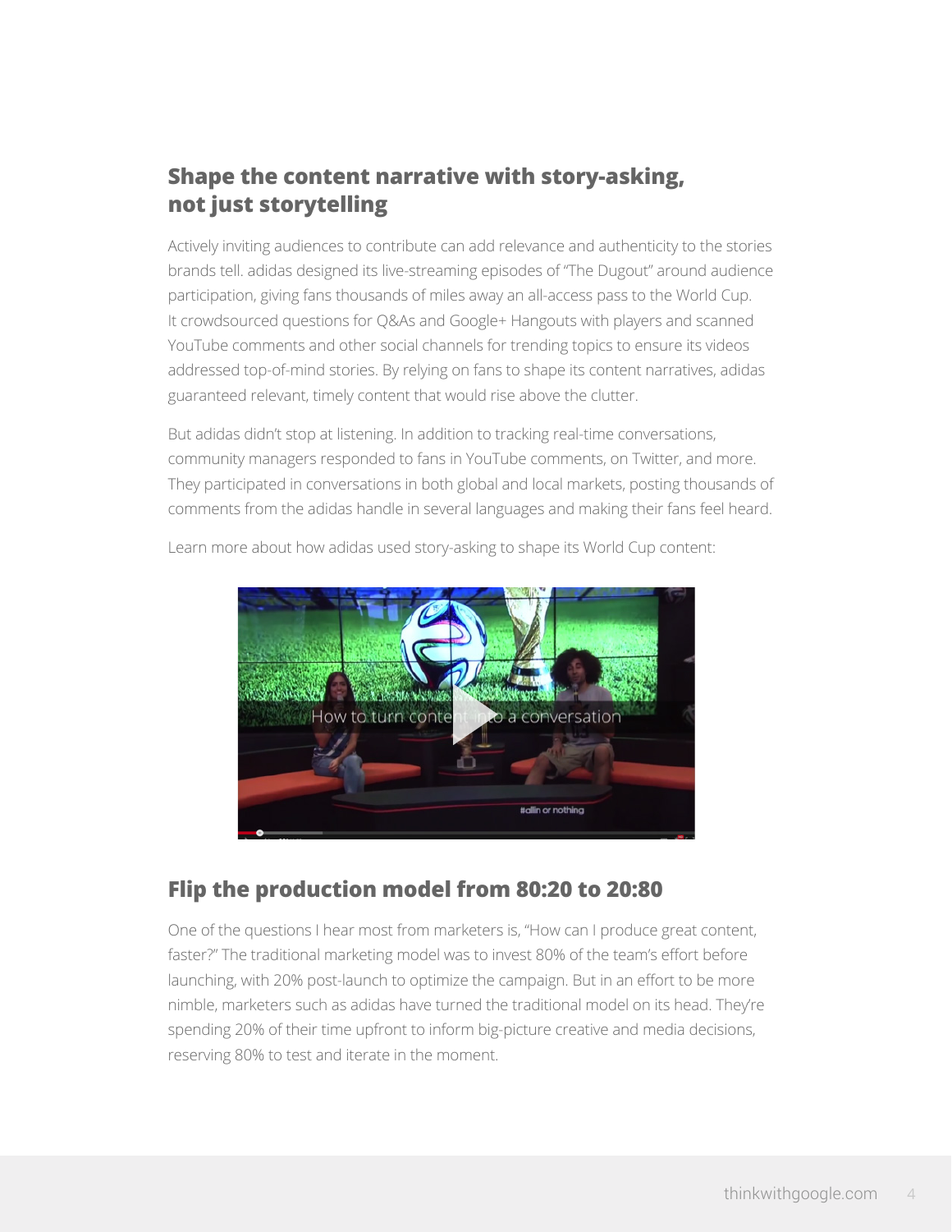## Shape the content narrative with story-asking, not just storytelling

Actively inviting audiences to contribute can add relevance and authenticity to the stories brands tell. adidas designed its live-streaming episodes of "The Dugout" around audience participation, giving fans thousands of miles away an all-access pass to the World Cup. It crowdsourced questions for Q&As and Google+ Hangouts with players and scanned YouTube comments and other social channels for trending topics to ensure its videos addressed top-of-mind stories. By relying on fans to shape its content narratives, adidas guaranteed relevant, timely content that would rise above the clutter.

But adidas didn't stop at listening. In addition to tracking real-time conversations, community managers responded to fans in YouTube comments, on Twitter, and more. They participated in conversations in both global and local markets, posting thousands of comments from the adidas handle in several languages and making their fans feel heard.

Learn more about how adidas used story-asking to shape its World Cup content:

How to turn content into a conversation

## Flip the production model from 80:20 to 20:80

One of the questions I hear most from marketers is, "How can I produce great content, faster?" The traditional marketing model was to invest 80% of the team's effort before launching, with 20% post-launch to optimize the campaign. But in an effort to be more nimble, marketers such as adidas have turned the traditional model on its head. They're spending 20% of their time upfront to inform big-picture creative and media decisions, reserving 80% to test and iterate in the moment.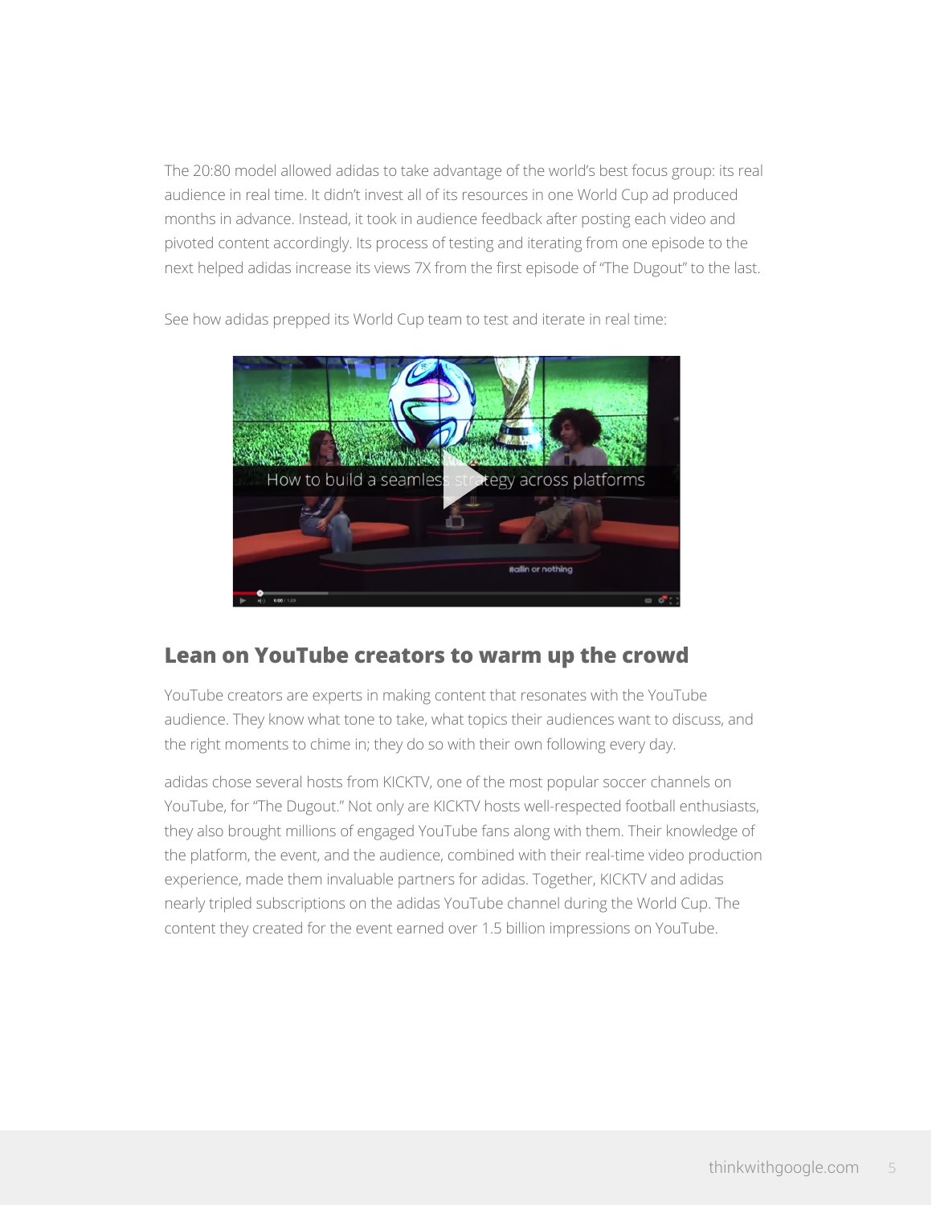The 20:80 model allowed adidas to take advantage of the world's best focus group: its real audience in real time. It didn't invest all of its resources in one World Cup ad produced months in advance. Instead, it took in audience feedback after posting each video and pivoted content accordingly. Its process of testing and iterating from one episode to the next helped adidas increase its views 7X from the first episode of "The Dugout" to the last.

See how adidas prepped its World Cup team to test and iterate in real time:

## Lean on YouTube creators to warm up the crowd

YouTube creators are experts in making content that resonates with the YouTube audience. They know what tone to take, what topics their audiences want to discuss, and the right moments to chime in; they do so with their own following every day.

adidas chose several hosts from KICKTV, one of the most popular soccer channels on YouTube, for "The Dugout." Not only are KICKTV hosts well-respected football enthusiasts, they also brought millions of engaged YouTube fans along with them. Their knowledge of the platform, the event, and the audience, combined with their real-time video production experience, made them invaluable partners for adidas. Together, KICKTV and adidas nearly tripled subscriptions on the adidas YouTube channel during the World Cup. The content they created for the event earned over 1.5 billion impressions on YouTube.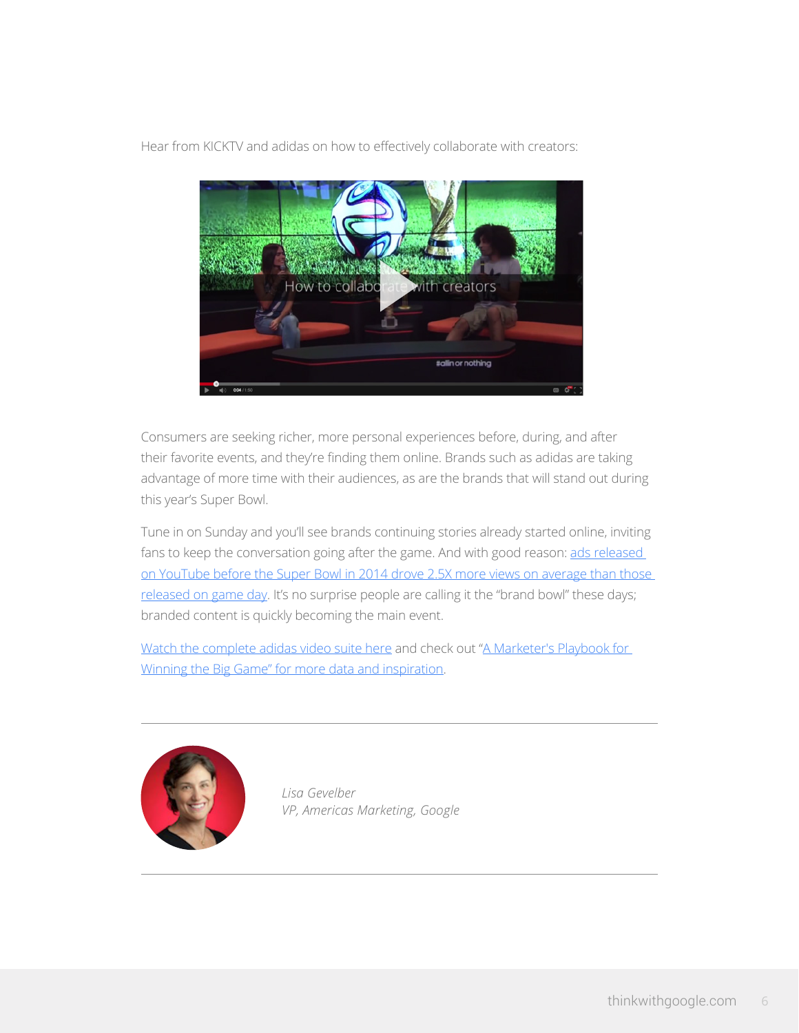Hear from KICKTV and adidas on how to effectively collaborate with creators:

Consumers are seeking richer, more personal experiences before, during, and after their favorite events, and they're finding them online. Brands such as adidas are taking advantage of more time with their audiences, as are the brands that will stand out during this year's Super Bowl.

Tune in on Sunday and you'll see brands continuing stories already started online, inviting fans to keep the conversation going after the game. And with good reason: ads released on YouTube before the Super Bowl in 2014 drove 2.5X more views on average than those released on game day. It's no surprise people are calling it the "brand bowl" these days; branded content is quickly becoming the main event.

Watch the complete adidas video suite here and check out "A Marketer's Playbook for Winning the Big Game" for more data and inspiration.

---

*Lisa Gevelber*
*VP, Americas Marketing, Google*

---